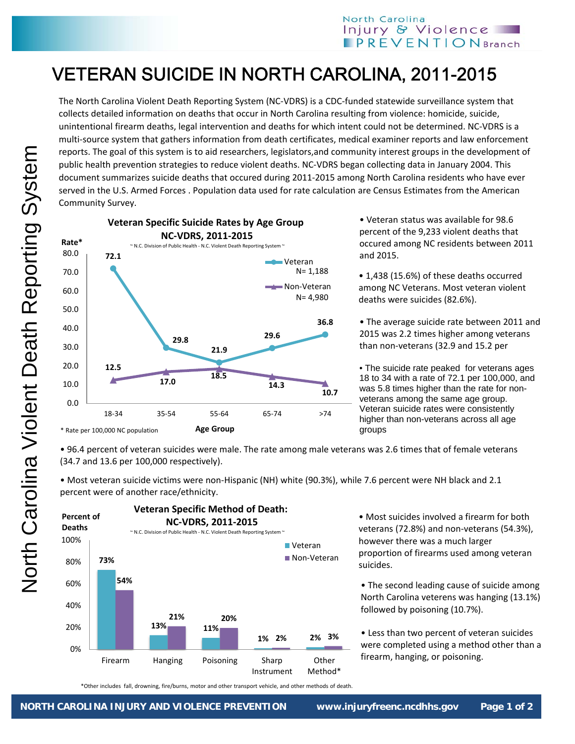# VETERAN SUICIDE IN NORTH CAROLINA, 2011-2015

The North Carolina Violent Death Reporting System (NC-VDRS) is a CDC-funded statewide surveillance system that collects detailed information on deaths that occur in North Carolina resulting from violence: homicide, suicide, unintentional firearm deaths, legal intervention and deaths for which intent could not be determined. NC-VDRS is a multi-source system that gathers information from death certificates, medical examiner reports and law enforcement reports. The goal of this system is to aid researchers, legislators,and community interest groups in the development of public health prevention strategies to reduce violent deaths. NC-VDRS began collecting data in January 2004. This document summarizes suicide deaths that occured during 2011-2015 among North Carolina residents who have ever served in the U.S. Armed Forces . Population data used for rate calculation are Census Estimates from the American Community Survey.

**Veteran Specific Suicide Rates by Age Group NC-VDRS, 2011-2015**

~ N.C. Division of Public Health - N.C. Violent Death Reporting System ~

| Age Group | Veteran (N= 1,188) | Non-Veteran (N= 4,980) |
|---|---|---|
| 18-34 | 72.1 | 12.5 |
| 35-54 | 29.8 | 17.0 |
| 55-64 | 21.9 | 18.5 |
| 65-74 | 29.6 | 14.3 |
| >74 | 36.8 | 10.7 |

\* Rate per 100,000 NC population

- Veteran status was available for 98.6 percent of the 9,233 violent deaths that occured among NC residents between 2011 and 2015.
- 1,438 (15.6%) of these deaths occurred among NC Veterans. Most veteran violent deaths were suicides (82.6%).
- The average suicide rate between 2011 and 2015 was 2.2 times higher among veterans than non-veterans (32.9 and 15.2 per
- The suicide rate peaked for veterans ages 18 to 34 with a rate of 72.1 per 100,000, and was 5.8 times higher than the rate for non-veterans among the same age group. Veteran suicide rates were consistently higher than non-veterans across all age groups
- 96.4 percent of veteran suicides were male. The rate among male veterans was 2.6 times that of female veterans (34.7 and 13.6 per 100,000 respectively).
- Most veteran suicide victims were non-Hispanic (NH) white (90.3%), while 7.6 percent were NH black and 2.1 percent were of another race/ethnicity.

**Veteran Specific Method of Death: NC-VDRS, 2011-2015**

~ N.C. Division of Public Health - N.C. Violent Death Reporting System ~

| Method | Veteran | Non-Veteran |
|---|---|---|
| Firearm | 73% | 54% |
| Hanging | 13% | 21% |
| Poisoning | 11% | 20% |
| Sharp Instrument | 1% | 2% |
| Other Method* | 2% | 3% |

\*Other includes fall, drowning, fire/burns, motor and other transport vehicle, and other methods of death.

- Most suicides involved a firearm for both veterans (72.8%) and non-veterans (54.3%), however there was a much larger proportion of firearms used among veteran suicides.
- The second leading cause of suicide among North Carolina veterens was hanging (13.1%) followed by poisoning (10.7%).
- Less than two percent of veteran suicides were completed using a method other than a firearm, hanging, or poisoning.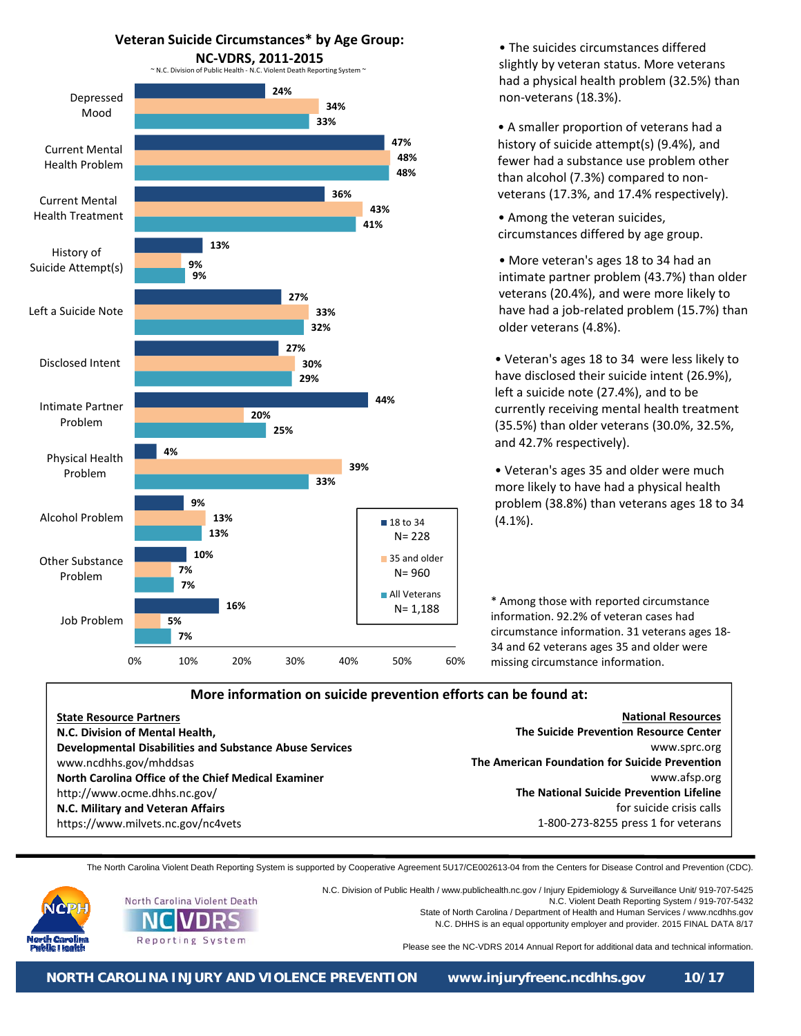## Veteran Suicide Circumstances* by Age Group: NC-VDRS, 2011-2015

~ N.C. Division of Public Health - N.C. Violent Death Reporting System ~

Depressed Mood
24%
34%
33%

Current Mental Health Problem
47%
48%
48%

Current Mental Health Treatment
36%
43%
41%

History of Suicide Attempt(s)
13%
9%
9%

Left a Suicide Note
27%
33%
32%

Disclosed Intent
27%
30%
29%

Intimate Partner Problem
44%
20%
25%

Physical Health Problem
4%
39%
33%

Alcohol Problem
9%
13%
13%

Other Substance Problem
10%
7%
7%

Job Problem
16%
5%
7%

0% 10% 20% 30% 40% 50% 60%

18 to 34 N= 228
35 and older N= 960
All Veterans N= 1,188

- The suicides circumstances differed slightly by veteran status. More veterans had a physical health problem (32.5%) than non-veterans (18.3%).
- A smaller proportion of veterans had a history of suicide attempt(s) (9.4%), and fewer had a substance use problem other than alcohol (7.3%) compared to non-veterans (17.3%, and 17.4% respectively).
- Among the veteran suicides, circumstances differed by age group.
- More veteran's ages 18 to 34 had an intimate partner problem (43.7%) than older veterans (20.4%), and were more likely to have had a job-related problem (15.7%) than older veterans (4.8%).
- Veteran's ages 18 to 34 were less likely to have disclosed their suicide intent (26.9%), left a suicide note (27.4%), and to be currently receiving mental health treatment (35.5%) than older veterans (30.0%, 32.5%, and 42.7% respectively).
- Veteran's ages 35 and older were much more likely to have had a physical health problem (38.8%) than veterans ages 18 to 34 (4.1%).

\* Among those with reported circumstance information. 92.2% of veteran cases had circumstance information. 31 veterans ages 18-34 and 62 veterans ages 35 and older were missing circumstance information.

### More information on suicide prevention efforts can be found at:

**State Resource Partners**

**N.C. Division of Mental Health, Developmental Disabilities and Substance Abuse Services**
www.ncdhhs.gov/mhddsas

**North Carolina Office of the Chief Medical Examiner**
http://www.ocme.dhhs.nc.gov/

**N.C. Military and Veteran Affairs**
https://www.milvets.nc.gov/nc4vets

**National Resources**

**The Suicide Prevention Resource Center**
www.sprc.org

**The American Foundation for Suicide Prevention**
www.afsp.org

**The National Suicide Prevention Lifeline**
for suicide crisis calls
1-800-273-8255 press 1 for veterans

The North Carolina Violent Death Reporting System is supported by Cooperative Agreement 5U17/CE002613-04 from the Centers for Disease Control and Prevention (CDC).

N.C. Division of Public Health / www.publichealth.nc.gov / Injury Epidemiology & Surveillance Unit/ 919-707-5425
N.C. Violent Death Reporting System / 919-707-5432
State of North Carolina / Department of Health and Human Services / www.ncdhhs.gov
N.C. DHHS is an equal opportunity employer and provider. 2015 FINAL DATA 8/17

Please see the NC-VDRS 2014 Annual Report for additional data and technical information.

NORTH CAROLINA INJURY AND VIOLENCE PREVENTION www.injuryfreenc.ncdhhs.gov 10/17